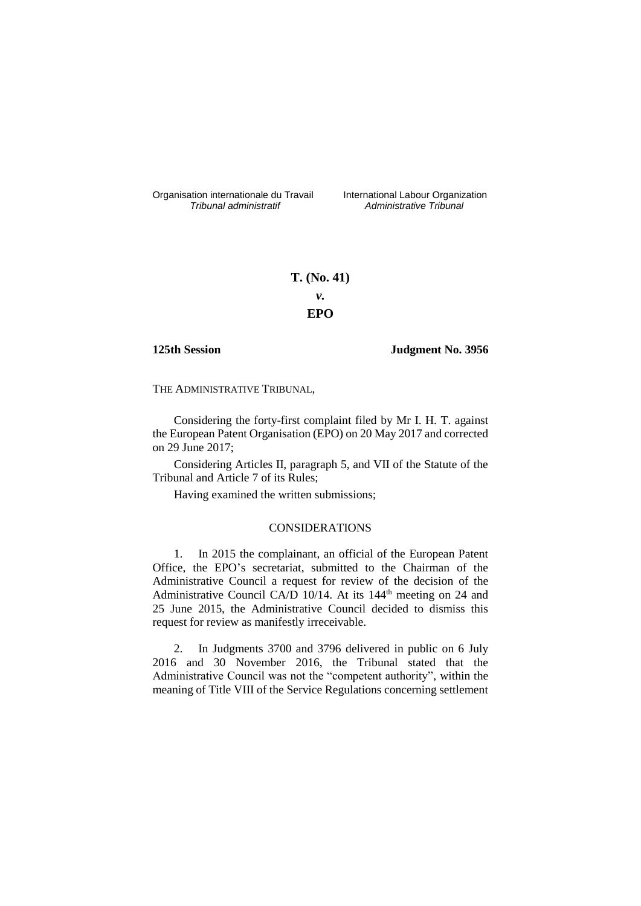Organisation internationale du Travail
*Tribunal administratif*

International Labour Organization
*Administrative Tribunal*

# T. (No. 41)
# *v.*
# EPO

**125th Session** **Judgment No. 3956**

THE ADMINISTRATIVE TRIBUNAL,

Considering the forty-first complaint filed by Mr I. H. T. against the European Patent Organisation (EPO) on 20 May 2017 and corrected on 29 June 2017;

Considering Articles II, paragraph 5, and VII of the Statute of the Tribunal and Article 7 of its Rules;

Having examined the written submissions;

## CONSIDERATIONS

1. In 2015 the complainant, an official of the European Patent Office, the EPO's secretariat, submitted to the Chairman of the Administrative Council a request for review of the decision of the Administrative Council CA/D 10/14. At its 144th meeting on 24 and 25 June 2015, the Administrative Council decided to dismiss this request for review as manifestly irreceivable.

2. In Judgments 3700 and 3796 delivered in public on 6 July 2016 and 30 November 2016, the Tribunal stated that the Administrative Council was not the "competent authority", within the meaning of Title VIII of the Service Regulations concerning settlement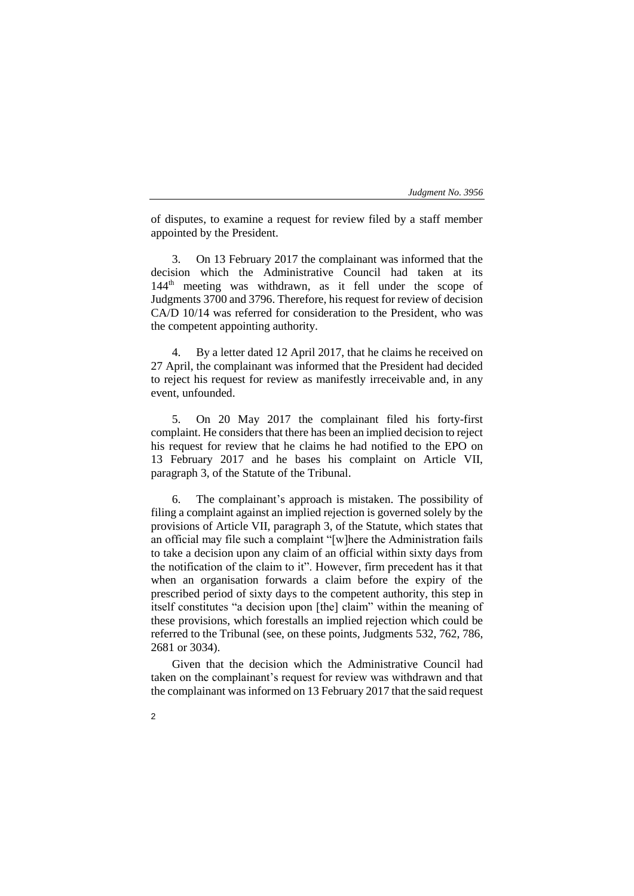of disputes, to examine a request for review filed by a staff member appointed by the President.

3. On 13 February 2017 the complainant was informed that the decision which the Administrative Council had taken at its 144th meeting was withdrawn, as it fell under the scope of Judgments 3700 and 3796. Therefore, his request for review of decision CA/D 10/14 was referred for consideration to the President, who was the competent appointing authority.

4. By a letter dated 12 April 2017, that he claims he received on 27 April, the complainant was informed that the President had decided to reject his request for review as manifestly irreceivable and, in any event, unfounded.

5. On 20 May 2017 the complainant filed his forty-first complaint. He considers that there has been an implied decision to reject his request for review that he claims he had notified to the EPO on 13 February 2017 and he bases his complaint on Article VII, paragraph 3, of the Statute of the Tribunal.

6. The complainant's approach is mistaken. The possibility of filing a complaint against an implied rejection is governed solely by the provisions of Article VII, paragraph 3, of the Statute, which states that an official may file such a complaint "[w]here the Administration fails to take a decision upon any claim of an official within sixty days from the notification of the claim to it". However, firm precedent has it that when an organisation forwards a claim before the expiry of the prescribed period of sixty days to the competent authority, this step in itself constitutes "a decision upon [the] claim" within the meaning of these provisions, which forestalls an implied rejection which could be referred to the Tribunal (see, on these points, Judgments 532, 762, 786, 2681 or 3034).

Given that the decision which the Administrative Council had taken on the complainant's request for review was withdrawn and that the complainant was informed on 13 February 2017 that the said request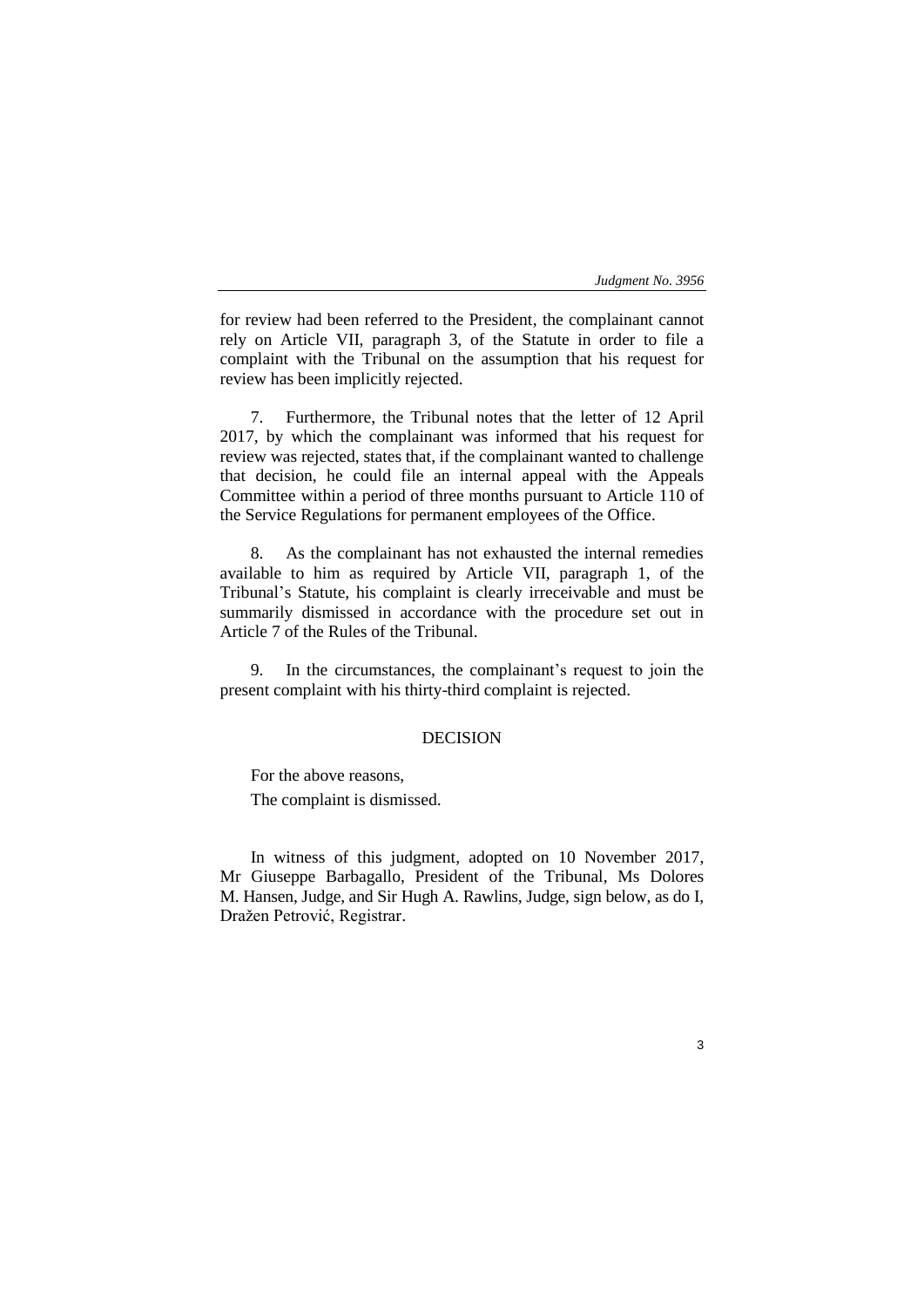for review had been referred to the President, the complainant cannot rely on Article VII, paragraph 3, of the Statute in order to file a complaint with the Tribunal on the assumption that his request for review has been implicitly rejected.

7. Furthermore, the Tribunal notes that the letter of 12 April 2017, by which the complainant was informed that his request for review was rejected, states that, if the complainant wanted to challenge that decision, he could file an internal appeal with the Appeals Committee within a period of three months pursuant to Article 110 of the Service Regulations for permanent employees of the Office.

8. As the complainant has not exhausted the internal remedies available to him as required by Article VII, paragraph 1, of the Tribunal's Statute, his complaint is clearly irreceivable and must be summarily dismissed in accordance with the procedure set out in Article 7 of the Rules of the Tribunal.

9. In the circumstances, the complainant's request to join the present complaint with his thirty-third complaint is rejected.

## DECISION

For the above reasons,

The complaint is dismissed.

In witness of this judgment, adopted on 10 November 2017, Mr Giuseppe Barbagallo, President of the Tribunal, Ms Dolores M. Hansen, Judge, and Sir Hugh A. Rawlins, Judge, sign below, as do I, Dražen Petrović, Registrar.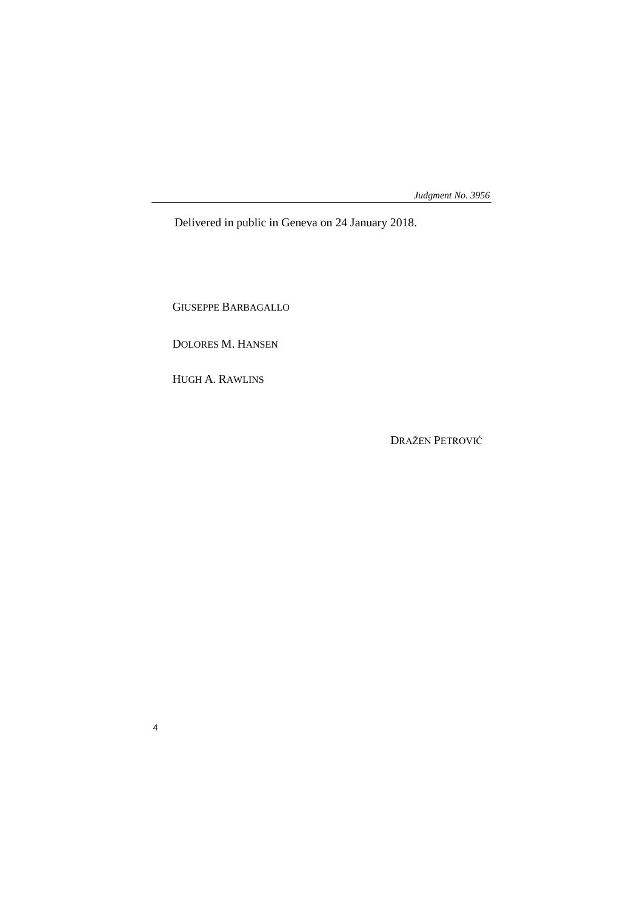Delivered in public in Geneva on 24 January 2018.

GIUSEPPE BARBAGALLO

DOLORES M. HANSEN

HUGH A. RAWLINS

DRAŽEN PETROVIĆ